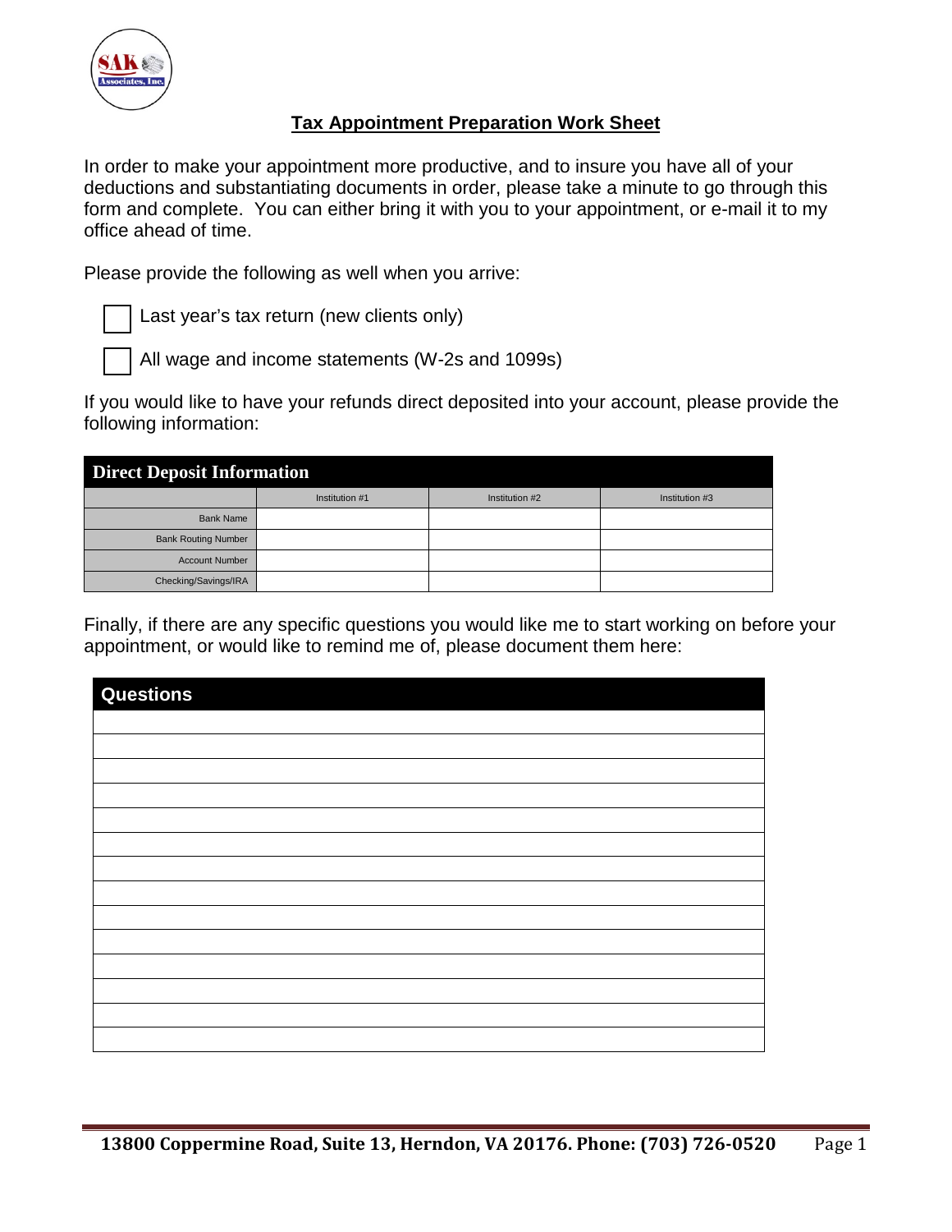# Tax Appointment Preparation Work Sheet

In order to make your appointment more productive, and to insure you have all of your deductions and substantiating documents in order, please take a minute to go through this form and complete. You can either bring it with you to your appointment, or e-mail it to my office ahead of time.

Please provide the following as well when you arrive:

- [ ] Last year's tax return (new clients only)
- [ ] All wage and income statements (W-2s and 1099s)

If you would like to have your refunds direct deposited into your account, please provide the following information:

| Direct Deposit Information | | | |
|---|---|---|---|
| | Institution #1 | Institution #2 | Institution #3 |
| Bank Name | | | |
| Bank Routing Number | | | |
| Account Number | | | |
| Checking/Savings/IRA | | | |

Finally, if there are any specific questions you would like me to start working on before your appointment, or would like to remind me of, please document them here:

| Questions |
|---|
| |
| |
| |
| |
| |
| |
| |
| |
| |
| |
| |
| |
| |
| |

13800 Coppermine Road, Suite 13, Herndon, VA 20176. Phone: (703) 726-0520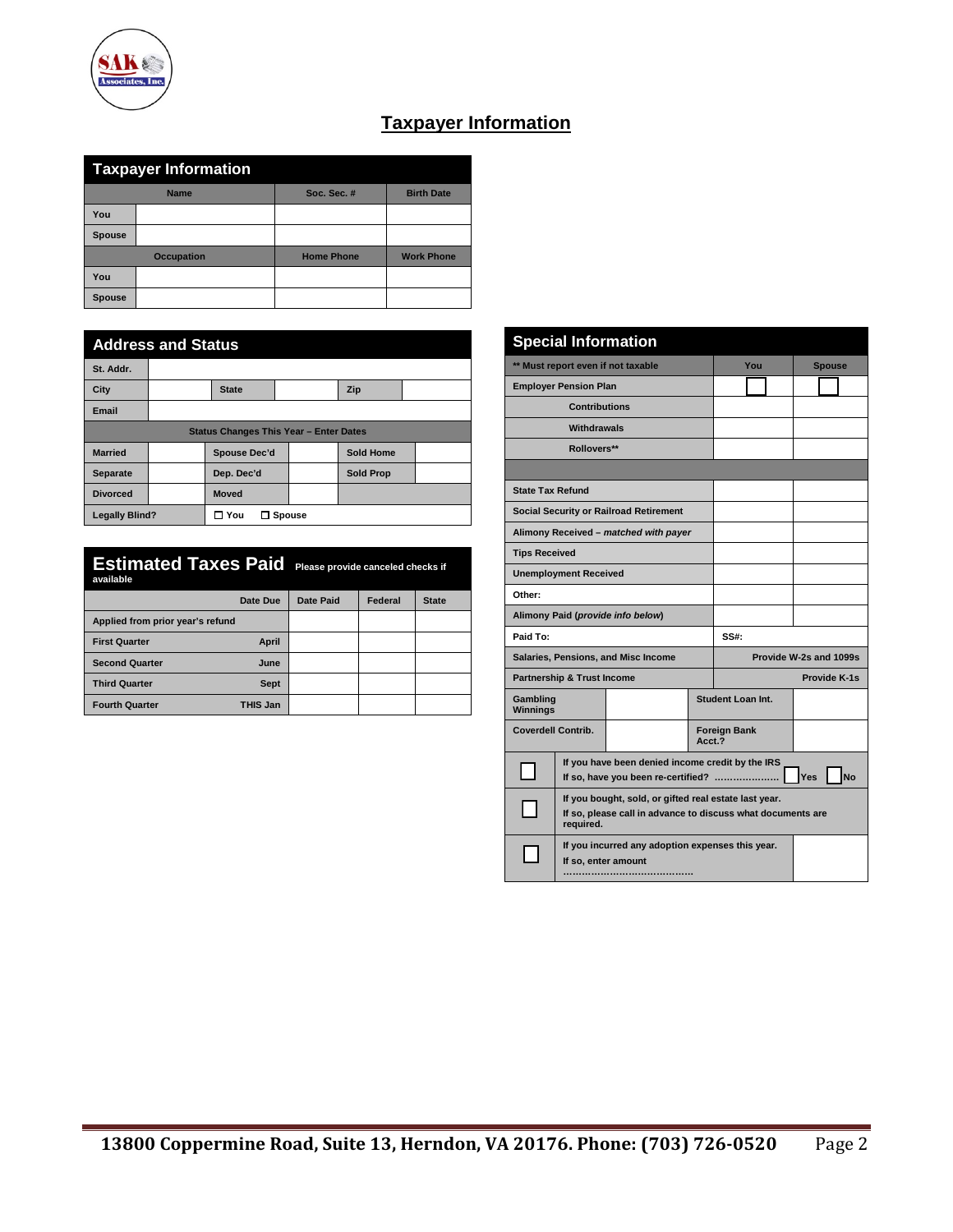# Taxpayer Information

## Taxpayer Information

| | Name | Soc. Sec. # | Birth Date |
|---|---|---|---|
| **You** | | | |
| **Spouse** | | | |
| | **Occupation** | **Home Phone** | **Work Phone** |
| **You** | | | |
| **Spouse** | | | |

## Address and Status

| | | | | | |
|---|---|---|---|---|---|
| **St. Addr.** | | | | | |
| **City** | | **State** | | **Zip** | |
| **Email** | | | | | |
| **Status Changes This Year – Enter Dates** | | | | | |
| **Married** | | **Spouse Dec'd** | | **Sold Home** | |
| **Separate** | | **Dep. Dec'd** | | **Sold Prop** | |
| **Divorced** | | **Moved** | | | |
| **Legally Blind?** | | ☐ You ☐ Spouse | | | |

## Estimated Taxes Paid

**Please provide canceled checks if available**

| | Date Due | Date Paid | Federal | State |
|---|---|---|---|---|
| **Applied from prior year's refund** | | | | |
| **First Quarter** | **April** | | | |
| **Second Quarter** | **June** | | | |
| **Third Quarter** | **Sept** | | | |
| **Fourth Quarter** | **THIS Jan** | | | |

## Special Information

| ** Must report even if not taxable | You | Spouse |
|---|---|---|
| **Employer Pension Plan** | ☐ | ☐ |
| **Contributions** | | |
| **Withdrawals** | | |
| **Rollovers**** | | |
| | | |
| **State Tax Refund** | | |
| **Social Security or Railroad Retirement** | | |
| **Alimony Received** – ***matched with payer*** | | |
| **Tips Received** | | |
| **Unemployment Received** | | |
| **Other:** | | |
| **Alimony Paid (*provide info below*)** | | |
| **Paid To:** | **SS#:** | |
| **Salaries, Pensions, and Misc Income** | **Provide W-2s and 1099s** | |
| **Partnership & Trust Income** | **Provide K-1s** | |

| | | | |
|---|---|---|---|
| **Gambling Winnings** | | **Student Loan Int.** | |
| **Coverdell Contrib.** | | **Foreign Bank Acct.?** | |

| | | |
|---|---|---|
| ☐ | **If you have been denied income credit by the IRS**<br>**If so, have you been re-certified? ………………… ☐ Yes ☐ No** | |
| ☐ | **If you bought, sold, or gifted real estate last year.**<br>**If so, please call in advance to discuss what documents are required.** | |
| ☐ | **If you incurred any adoption expenses this year.**<br>**If so, enter amount ……………………………………** | |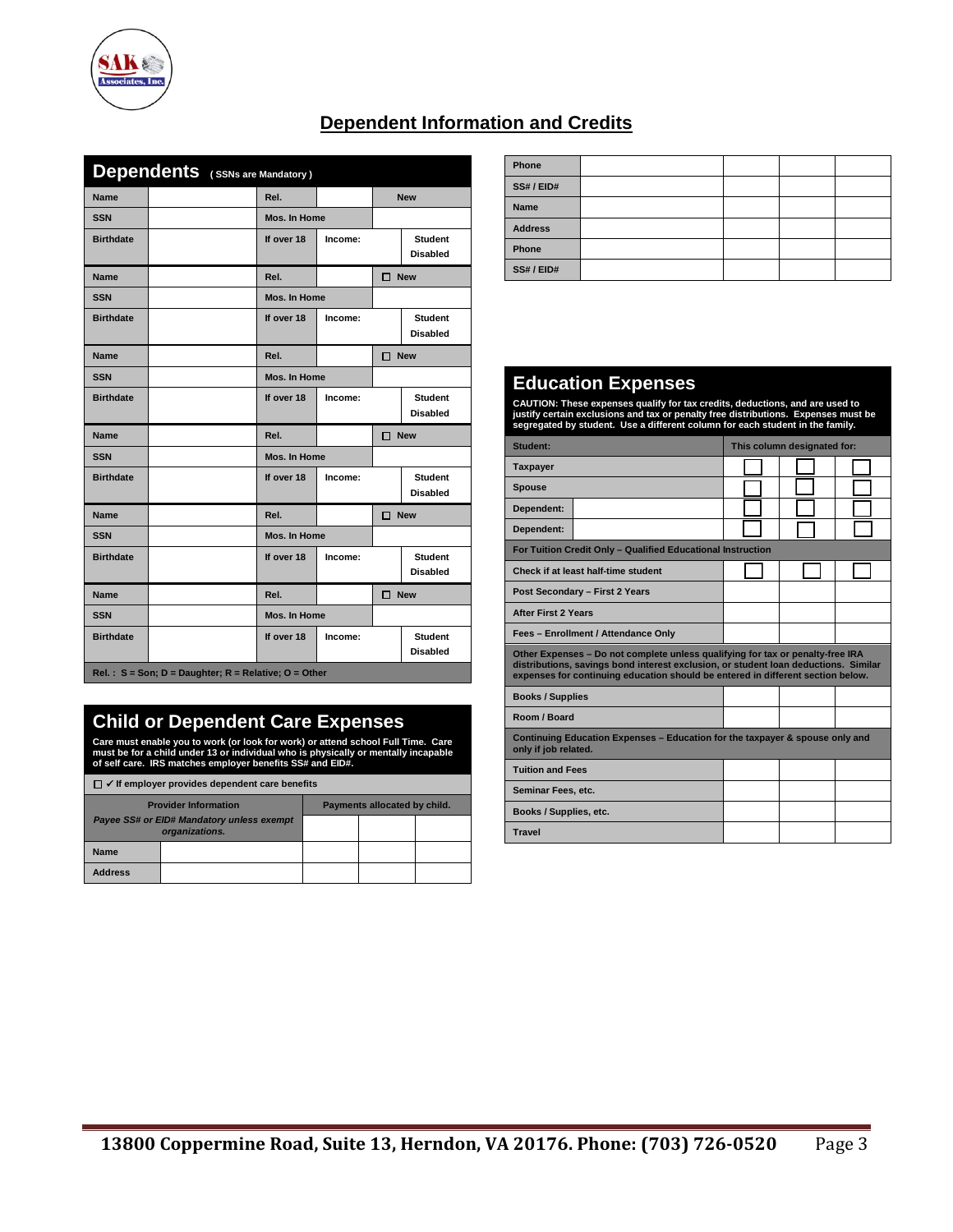# Dependent Information and Credits

## Dependents (SSNs are Mandatory)

| Name | | Rel. | | ☐ New |
|---|---|---|---|---|
| SSN | | Mos. In Home | | |
| Birthdate | | If over 18 | Income: | Student Disabled |
| Name | | Rel. | | ☐ New |
| SSN | | Mos. In Home | | |
| Birthdate | | If over 18 | Income: | Student Disabled |
| Name | | Rel. | | ☐ New |
| SSN | | Mos. In Home | | |
| Birthdate | | If over 18 | Income: | Student Disabled |
| Name | | Rel. | | ☐ New |
| SSN | | Mos. In Home | | |
| Birthdate | | If over 18 | Income: | Student Disabled |
| Name | | Rel. | | ☐ New |
| SSN | | Mos. In Home | | |
| Birthdate | | If over 18 | Income: | Student Disabled |
| Name | | Rel. | | ☐ New |
| SSN | | Mos. In Home | | |
| Birthdate | | If over 18 | Income: | Student Disabled |

Rel. : S = Son; D = Daughter; R = Relative; O = Other

## Child or Dependent Care Expenses

**Care must enable you to work (or look for work) or attend school Full Time. Care must be for a child under 13 or individual who is physically or mentally incapable of self care. IRS matches employer benefits SS# and EID#.**

☐ ✓ If employer provides dependent care benefits

| Provider Information | | Payments allocated by child. | | |
|---|---|---|---|---|
| *Payee SS# or EID# Mandatory unless exempt organizations.* | | | | |
| Name | | | | |
| Address | | | | |
| Phone | | | | |
| SS# / EID# | | | | |
| Name | | | | |
| Address | | | | |
| Phone | | | | |
| SS# / EID# | | | | |

## Education Expenses

**CAUTION: These expenses qualify for tax credits, deductions, and are used to justify certain exclusions and tax or penalty free distributions. Expenses must be segregated by student. Use a different column for each student in the family.**

| Student: | | This column designated for: | | |
|---|---|---|---|---|
| Taxpayer | | ☐ | ☐ | ☐ |
| Spouse | | ☐ | ☐ | ☐ |
| Dependent: | | ☐ | ☐ | ☐ |
| Dependent: | | ☐ | ☐ | ☐ |
| **For Tuition Credit Only – Qualified Educational Instruction** | | | | |
| Check if at least half-time student | | ☐ | ☐ | ☐ |
| Post Secondary – First 2 Years | | | | |
| After First 2 Years | | | | |
| Fees – Enrollment / Attendance Only | | | | |
| **Other Expenses – Do not complete unless qualifying for tax or penalty-free IRA distributions, savings bond interest exclusion, or student loan deductions. Similar expenses for continuing education should be entered in different section below.** | | | | |
| Books / Supplies | | | | |
| Room / Board | | | | |
| **Continuing Education Expenses – Education for the taxpayer & spouse only and only if job related.** | | | | |
| Tuition and Fees | | | | |
| Seminar Fees, etc. | | | | |
| Books / Supplies, etc. | | | | |
| Travel | | | | |

13800 Coppermine Road, Suite 13, Herndon, VA 20176. Phone: (703) 726-0520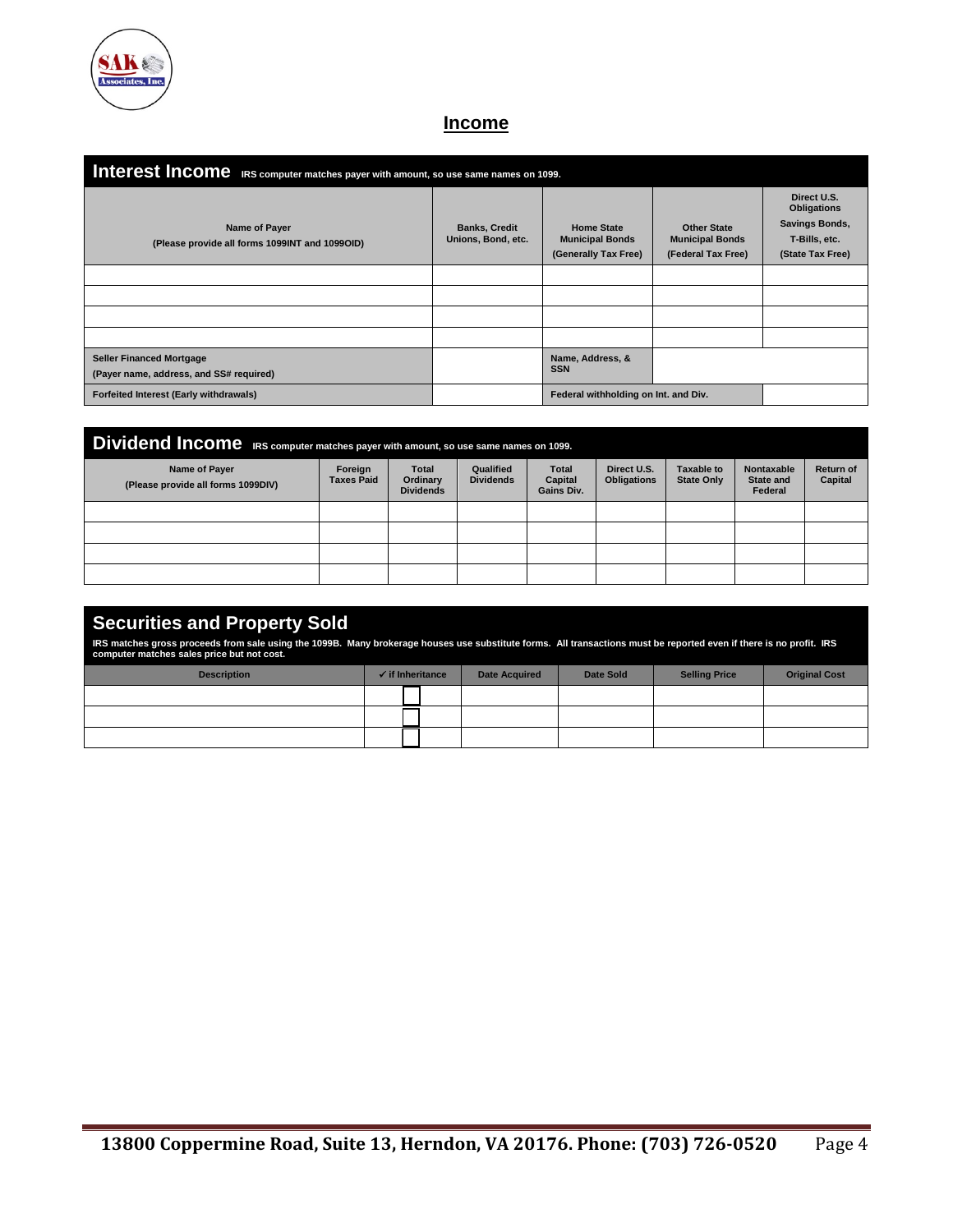# Income

## Interest Income

**IRS computer matches payer with amount, so use same names on 1099.**

| Name of Payer (Please provide all forms 1099INT and 1099OID) | Banks, Credit Unions, Bond, etc. | Home State Municipal Bonds (Generally Tax Free) | Other State Municipal Bonds (Federal Tax Free) | Direct U.S. Obligations Savings Bonds, T-Bills, etc. (State Tax Free) |
|---|---|---|---|---|
| | | | | |
| | | | | |
| | | | | |
| | | | | |
| Seller Financed Mortgage (Payer name, address, and SS# required) | | Name, Address, & SSN | | |
| Forfeited Interest (Early withdrawals) | | Federal withholding on Int. and Div. | | |

## Dividend Income

**IRS computer matches payer with amount, so use same names on 1099.**

| Name of Payer (Please provide all forms 1099DIV) | Foreign Taxes Paid | Total Ordinary Dividends | Qualified Dividends | Total Capital Gains Div. | Direct U.S. Obligations | Taxable to State Only | Nontaxable State and Federal | Return of Capital |
|---|---|---|---|---|---|---|---|---|
| | | | | | | | | |
| | | | | | | | | |
| | | | | | | | | |
| | | | | | | | | |

## Securities and Property Sold

**IRS matches gross proceeds from sale using the 1099B. Many brokerage houses use substitute forms. All transactions must be reported even if there is no profit. IRS computer matches sales price but not cost.**

| Description | ✓ if Inheritance | Date Acquired | Date Sold | Selling Price | Original Cost |
|---|---|---|---|---|---|
| | ☐ | | | | |
| | ☐ | | | | |
| | ☐ | | | | |

**13800 Coppermine Road, Suite 13, Herndon, VA 20176. Phone: (703) 726-0520**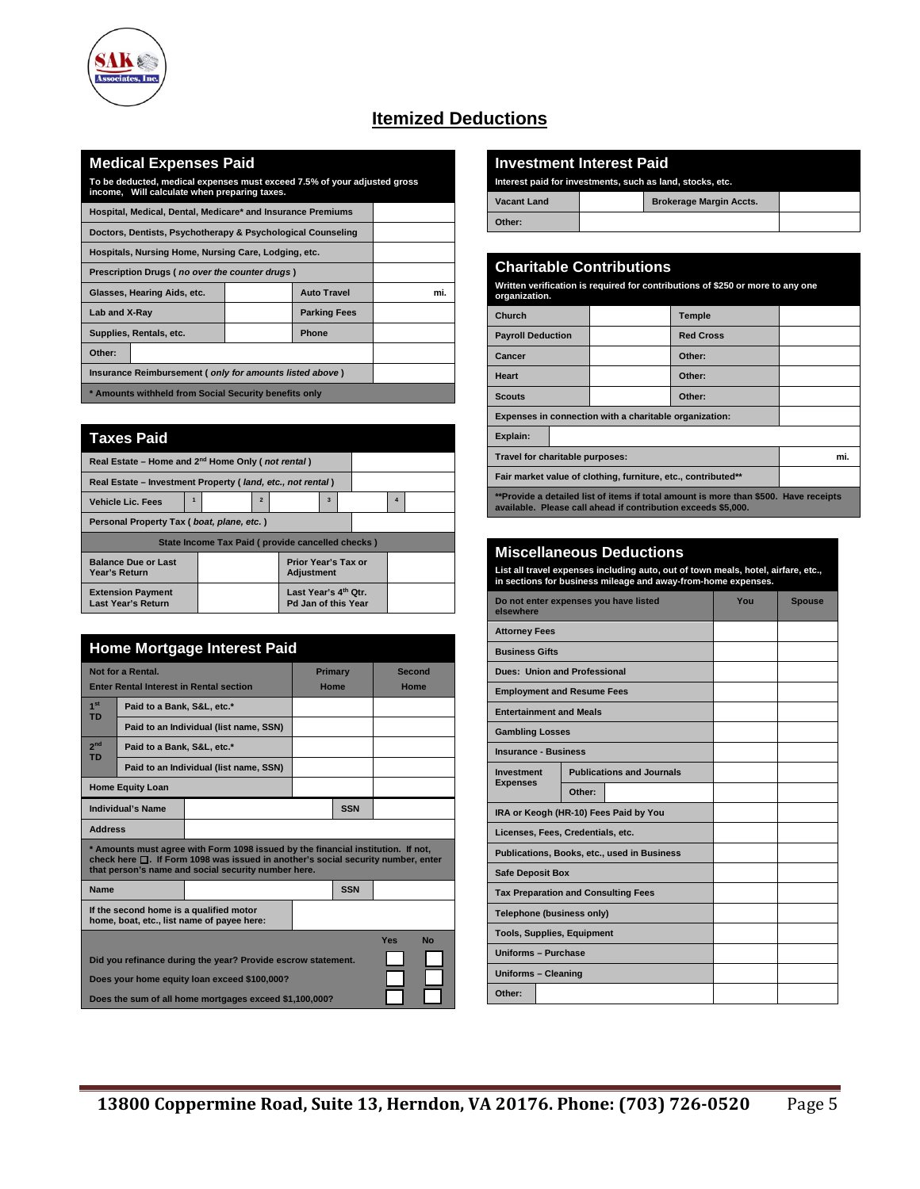// Itemized Deductions

# Itemized Deductions

## Medical Expenses Paid

To be deducted, medical expenses must exceed 7.5% of your adjusted gross income, Will calculate when preparing taxes.

| | | | |
|---|---|---|---|
| Hospital, Medical, Dental, Medicare* and Insurance Premiums | | | |
| Doctors, Dentists, Psychotherapy & Psychological Counseling | | | |
| Hospitals, Nursing Home, Nursing Care, Lodging, etc. | | | |
| Prescription Drugs ( *no over the counter drugs* ) | | | |
| Glasses, Hearing Aids, etc. | | Auto Travel | mi. |
| Lab and X-Ray | | Parking Fees | |
| Supplies, Rentals, etc. | | Phone | |
| Other: | | | |
| Insurance Reimbursement ( *only for amounts listed above* ) | | | |

\* Amounts withheld from Social Security benefits only

## Taxes Paid

| | | | | | | | | |
|---|---|---|---|---|---|---|---|---|
| Real Estate – Home and 2nd Home Only ( *not rental* ) | | | | | | | | |
| Real Estate – Investment Property ( *land, etc., not rental* ) | | | | | | | | |
| Vehicle Lic. Fees | 1 | | 2 | | 3 | | 4 | |
| Personal Property Tax ( *boat, plane, etc.* ) | | | | | | | | |

**State Income Tax Paid ( provide cancelled checks )**

| | | | |
|---|---|---|---|
| Balance Due or Last Year's Return | | Prior Year's Tax or Adjustment | |
| Extension Payment Last Year's Return | | Last Year's 4th Qtr. Pd Jan of this Year | |

## Home Mortgage Interest Paid

| Not for a Rental. Enter Rental Interest in Rental section | | Primary Home | Second Home |
|---|---|---|---|
| 1st TD | Paid to a Bank, S&L, etc.* | | |
| | Paid to an Individual (list name, SSN) | | |
| 2nd TD | Paid to a Bank, S&L, etc.* | | |
| | Paid to an Individual (list name, SSN) | | |
| Home Equity Loan | | | |

| | | | |
|---|---|---|---|
| Individual's Name | | SSN | |
| Address | | | |

\* Amounts must agree with Form 1098 issued by the financial institution. If not, check here ☐. If Form 1098 was issued in another's social security number, enter that person's name and social security number here.

| | | | |
|---|---|---|---|
| Name | | SSN | |
| If the second home is a qualified motor home, boat, etc., list name of payee here: | | | |

| | Yes | No |
|---|---|---|
| Did you refinance during the year? Provide escrow statement. | ☐ | ☐ |
| Does your home equity loan exceed $100,000? | ☐ | ☐ |
| Does the sum of all home mortgages exceed $1,100,000? | ☐ | ☐ |

## Investment Interest Paid

Interest paid for investments, such as land, stocks, etc.

| | | | |
|---|---|---|---|
| Vacant Land | | Brokerage Margin Accts. | |
| Other: | | | |

## Charitable Contributions

Written verification is required for contributions of $250 or more to any one organization.

| | | | |
|---|---|---|---|
| Church | | Temple | |
| Payroll Deduction | | Red Cross | |
| Cancer | | Other: | |
| Heart | | Other: | |
| Scouts | | Other: | |
| Expenses in connection with a charitable organization: | | | |
| Explain: | | | |
| Travel for charitable purposes: | | | mi. |
| Fair market value of clothing, furniture, etc., contributed** | | | |

\*\*Provide a detailed list of items if total amount is more than $500. Have receipts available. Please call ahead if contribution exceeds $5,000.

## Miscellaneous Deductions

List all travel expenses including auto, out of town meals, hotel, airfare, etc., in sections for business mileage and away-from-home expenses.

| Do not enter expenses you have listed elsewhere | | You | Spouse |
|---|---|---|---|
| Attorney Fees | | | |
| Business Gifts | | | |
| Dues: Union and Professional | | | |
| Employment and Resume Fees | | | |
| Entertainment and Meals | | | |
| Gambling Losses | | | |
| Insurance - Business | | | |
| Investment Expenses | Publications and Journals | | |
| | Other: | | |
| IRA or Keogh (HR-10) Fees Paid by You | | | |
| Licenses, Fees, Credentials, etc. | | | |
| Publications, Books, etc., used in Business | | | |
| Safe Deposit Box | | | |
| Tax Preparation and Consulting Fees | | | |
| Telephone (business only) | | | |
| Tools, Supplies, Equipment | | | |
| Uniforms – Purchase | | | |
| Uniforms – Cleaning | | | |
| Other: | | | |

13800 Coppermine Road, Suite 13, Herndon, VA 20176. Phone: (703) 726-0520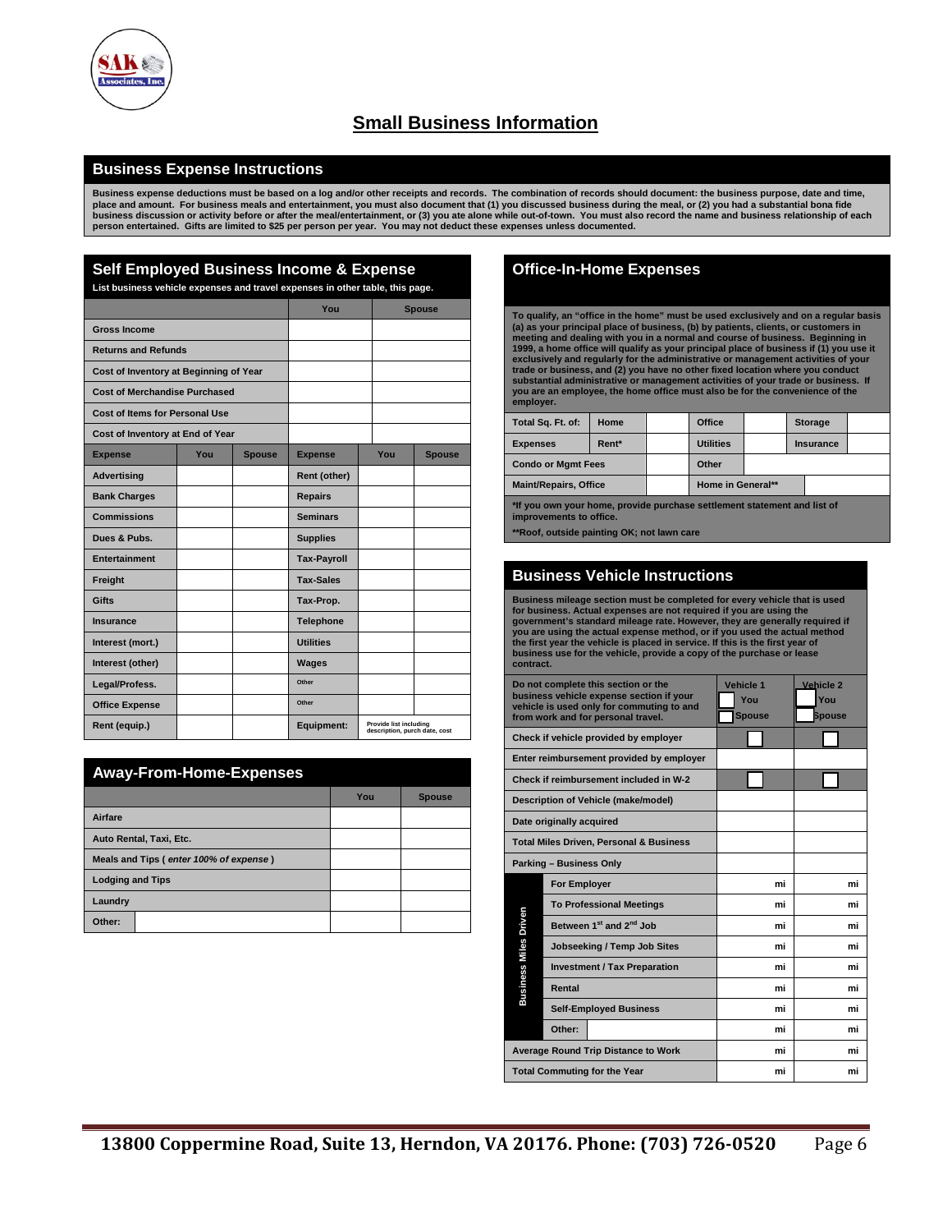# Small Business Information

## Business Expense Instructions

**Business expense deductions must be based on a log and/or other receipts and records. The combination of records should document: the business purpose, date and time, place and amount. For business meals and entertainment, you must also document that (1) you discussed business during the meal, or (2) you had a substantial bona fide business discussion or activity before or after the meal/entertainment, or (3) you ate alone while out-of-town. You must also record the name and business relationship of each person entertained. Gifts are limited to $25 per person per year. You may not deduct these expenses unless documented.**

## Self Employed Business Income & Expense

**List business vehicle expenses and travel expenses in other table, this page.**

| | You | Spouse |
|---|---|---|
| Gross Income | | |
| Returns and Refunds | | |
| Cost of Inventory at Beginning of Year | | |
| Cost of Merchandise Purchased | | |
| Cost of Items for Personal Use | | |
| Cost of Inventory at End of Year | | |

| Expense | You | Spouse | Expense | You | Spouse |
|---|---|---|---|---|---|
| Advertising | | | Rent (other) | | |
| Bank Charges | | | Repairs | | |
| Commissions | | | Seminars | | |
| Dues & Pubs. | | | Supplies | | |
| Entertainment | | | Tax-Payroll | | |
| Freight | | | Tax-Sales | | |
| Gifts | | | Tax-Prop. | | |
| Insurance | | | Telephone | | |
| Interest (mort.) | | | Utilities | | |
| Interest (other) | | | Wages | | |
| Legal/Profess. | | | Other | | |
| Office Expense | | | Other | | |
| Rent (equip.) | | | Equipment: | Provide list including description, purch date, cost | |

## Away-From-Home-Expenses

| | You | Spouse |
|---|---|---|
| Airfare | | |
| Auto Rental, Taxi, Etc. | | |
| Meals and Tips ( *enter 100% of expense* ) | | |
| Lodging and Tips | | |
| Laundry | | |
| Other: | | |

## Office-In-Home Expenses

**To qualify, an "office in the home" must be used exclusively and on a regular basis (a) as your principal place of business, (b) by patients, clients, or customers in meeting and dealing with you in a normal and course of business. Beginning in 1999, a home office will qualify as your principal place of business if (1) you use it exclusively and regularly for the administrative or management activities of your trade or business, and (2) you have no other fixed location where you conduct substantial administrative or management activities of your trade or business. If you are an employee, the home office must also be for the convenience of the employer.**

| | | | | | | |
|---|---|---|---|---|---|---|
| Total Sq. Ft. of: | Home | | Office | | Storage | |
| Expenses | Rent* | | Utilities | | Insurance | |
| Condo or Mgmt Fees | | | Other | | | |
| Maint/Repairs, Office | | | Home in General** | | | |

**\*If you own your home, provide purchase settlement statement and list of improvements to office.**

**\*\*Roof, outside painting OK; not lawn care**

## Business Vehicle Instructions

**Business mileage section must be completed for every vehicle that is used for business. Actual expenses are not required if you are using the government's standard mileage rate. However, they are generally required if you are using the actual expense method, or if you used the actual method the first year the vehicle is placed in service. If this is the first year of business use for the vehicle, provide a copy of the purchase or lease contract.**

| Do not complete this section or the business vehicle expense section if your vehicle is used only for commuting to and from work and for personal travel. | | Vehicle 1 ☐ You ☐ Spouse | Vehicle 2 ☐ You ☐ Spouse |
|---|---|---|---|
| Check if vehicle provided by employer | | ☐ | ☐ |
| Enter reimbursement provided by employer | | | |
| Check if reimbursement included in W-2 | | ☐ | ☐ |
| Description of Vehicle (make/model) | | | |
| Date originally acquired | | | |
| Total Miles Driven, Personal & Business | | | |
| Parking – Business Only | | | |
| Business Miles Driven | For Employer | mi | mi |
| | To Professional Meetings | mi | mi |
| | Between 1st and 2nd Job | mi | mi |
| | Jobseeking / Temp Job Sites | mi | mi |
| | Investment / Tax Preparation | mi | mi |
| | Rental | mi | mi |
| | Self-Employed Business | mi | mi |
| | Other: | mi | mi |
| Average Round Trip Distance to Work | | mi | mi |
| Total Commuting for the Year | | mi | mi |

**13800 Coppermine Road, Suite 13, Herndon, VA 20176. Phone: (703) 726-0520**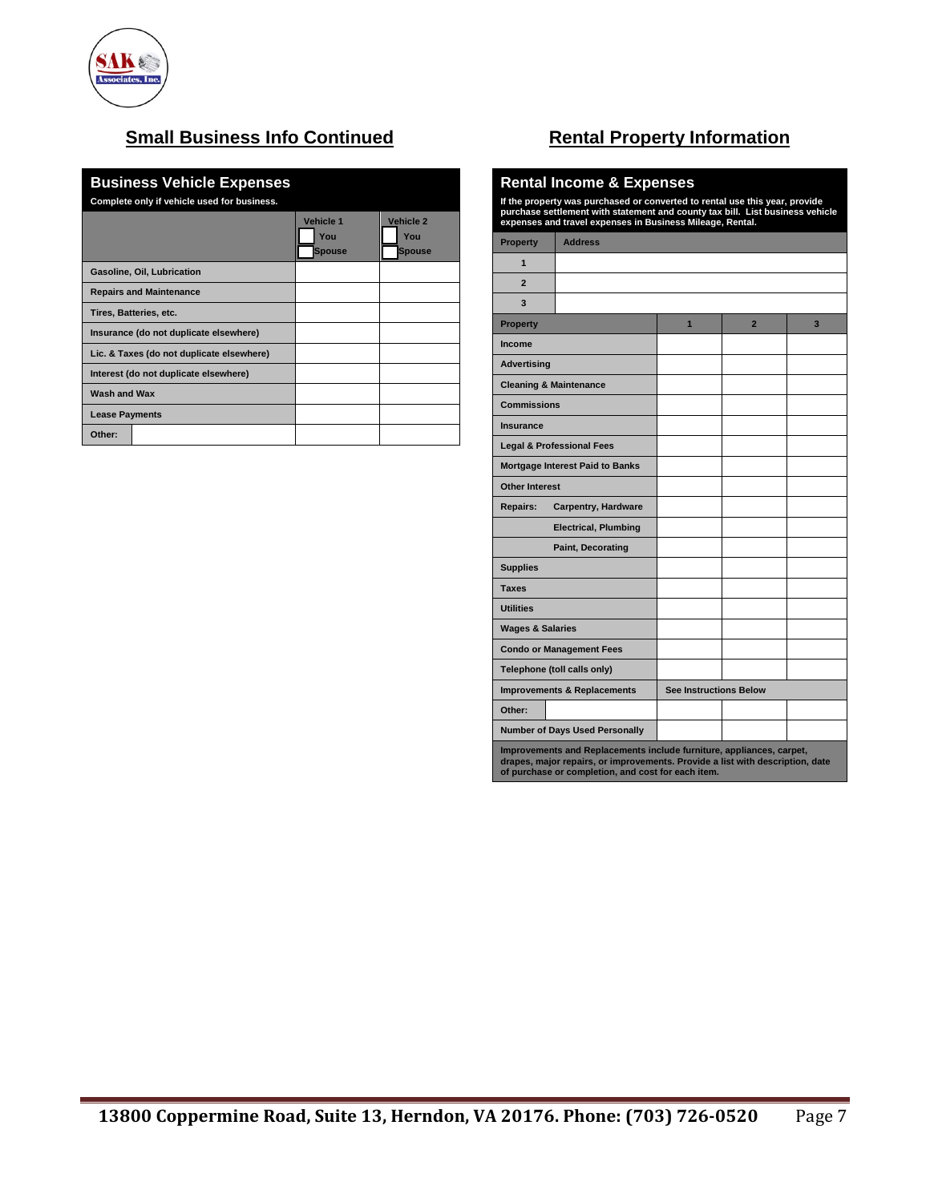## Small Business Info Continued

### Business Vehicle Expenses

Complete only if vehicle used for business.

| | Vehicle 1 ☐ You ☐ Spouse | Vehicle 2 ☐ You ☐ Spouse |
|---|---|---|
| Gasoline, Oil, Lubrication | | |
| Repairs and Maintenance | | |
| Tires, Batteries, etc. | | |
| Insurance (do not duplicate elsewhere) | | |
| Lic. & Taxes (do not duplicate elsewhere) | | |
| Interest (do not duplicate elsewhere) | | |
| Wash and Wax | | |
| Lease Payments | | |
| Other: | | |

## Rental Property Information

### Rental Income & Expenses

If the property was purchased or converted to rental use this year, provide purchase settlement with statement and county tax bill. List business vehicle expenses and travel expenses in Business Mileage, Rental.

| Property | Address |
|---|---|
| 1 | |
| 2 | |
| 3 | |

| Property | 1 | 2 | 3 |
|---|---|---|---|
| Income | | | |
| Advertising | | | |
| Cleaning & Maintenance | | | |
| Commissions | | | |
| Insurance | | | |
| Legal & Professional Fees | | | |
| Mortgage Interest Paid to Banks | | | |
| Other Interest | | | |
| Repairs: Carpentry, Hardware | | | |
| Electrical, Plumbing | | | |
| Paint, Decorating | | | |
| Supplies | | | |
| Taxes | | | |
| Utilities | | | |
| Wages & Salaries | | | |
| Condo or Management Fees | | | |
| Telephone (toll calls only) | | | |
| Improvements & Replacements | See Instructions Below | | |
| Other: | | | |
| Number of Days Used Personally | | | |

Improvements and Replacements include furniture, appliances, carpet, drapes, major repairs, or improvements. Provide a list with description, date of purchase or completion, and cost for each item.

**13800 Coppermine Road, Suite 13, Herndon, VA 20176. Phone: (703) 726-0520**